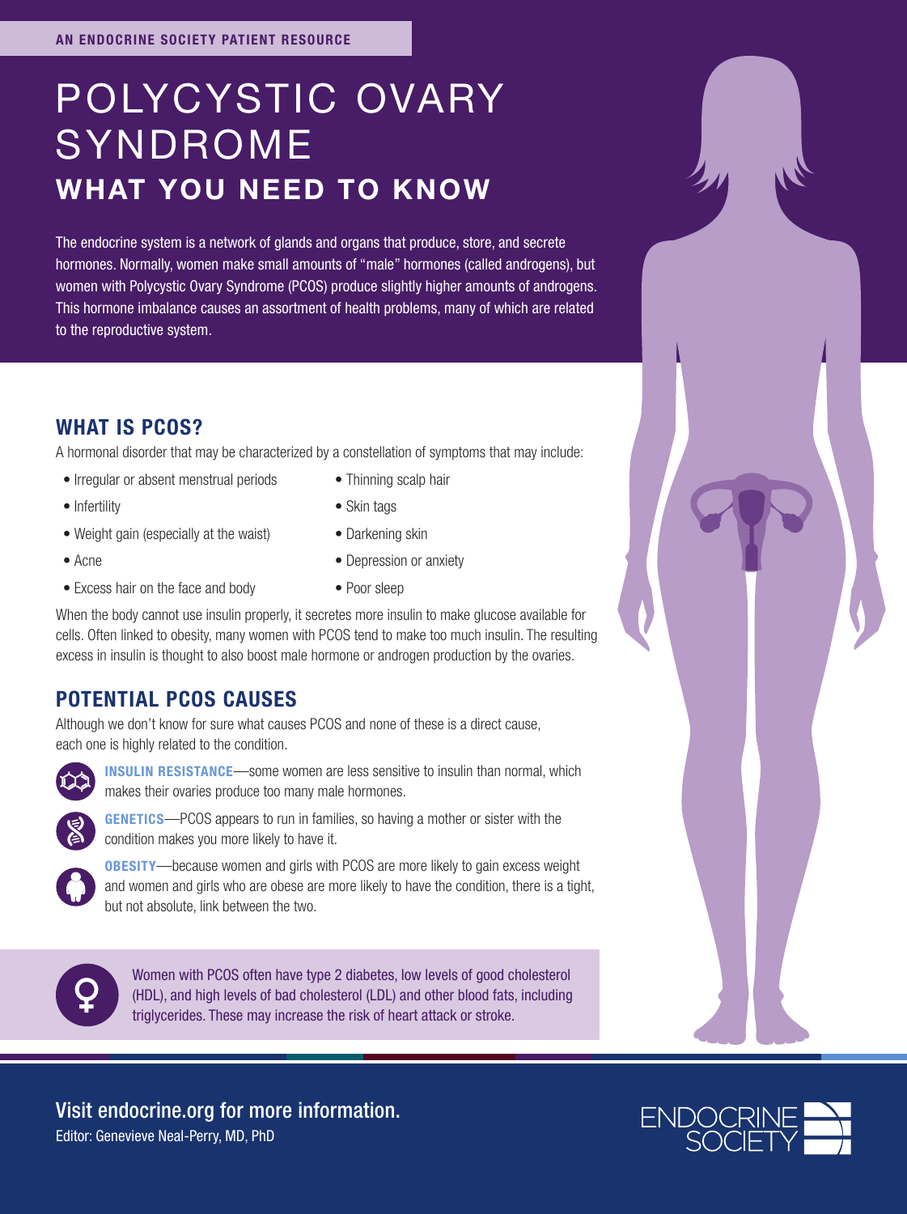AN ENDOCRINE SOCIETY PATIENT RESOURCE

# POLYCYSTIC OVARY SYNDROME

## WHAT YOU NEED TO KNOW

The endocrine system is a network of glands and organs that produce, store, and secrete hormones. Normally, women make small amounts of "male" hormones (called androgens), but women with Polycystic Ovary Syndrome (PCOS) produce slightly higher amounts of androgens. This hormone imbalance causes an assortment of health problems, many of which are related to the reproductive system.

## WHAT IS PCOS?

A hormonal disorder that may be characterized by a constellation of symptoms that may include:

- Irregular or absent menstrual periods
- Infertility
- Weight gain (especially at the waist)
- Acne
- Excess hair on the face and body
- Thinning scalp hair
- Skin tags
- Darkening skin
- Depression or anxiety
- Poor sleep

When the body cannot use insulin properly, it secretes more insulin to make glucose available for cells. Often linked to obesity, many women with PCOS tend to make too much insulin. The resulting excess in insulin is thought to also boost male hormone or androgen production by the ovaries.

## POTENTIAL PCOS CAUSES

Although we don't know for sure what causes PCOS and none of these is a direct cause, each one is highly related to the condition.

**INSULIN RESISTANCE**—some women are less sensitive to insulin than normal, which makes their ovaries produce too many male hormones.

**GENETICS**—PCOS appears to run in families, so having a mother or sister with the condition makes you more likely to have it.

**OBESITY**—because women and girls with PCOS are more likely to gain excess weight and women and girls who are obese are more likely to have the condition, there is a tight, but not absolute, link between the two.

Women with PCOS often have type 2 diabetes, low levels of good cholesterol (HDL), and high levels of bad cholesterol (LDL) and other blood fats, including triglycerides. These may increase the risk of heart attack or stroke.

Visit endocrine.org for more information.

Editor: Genevieve Neal-Perry, MD, PhD

ENDOCRINE SOCIETY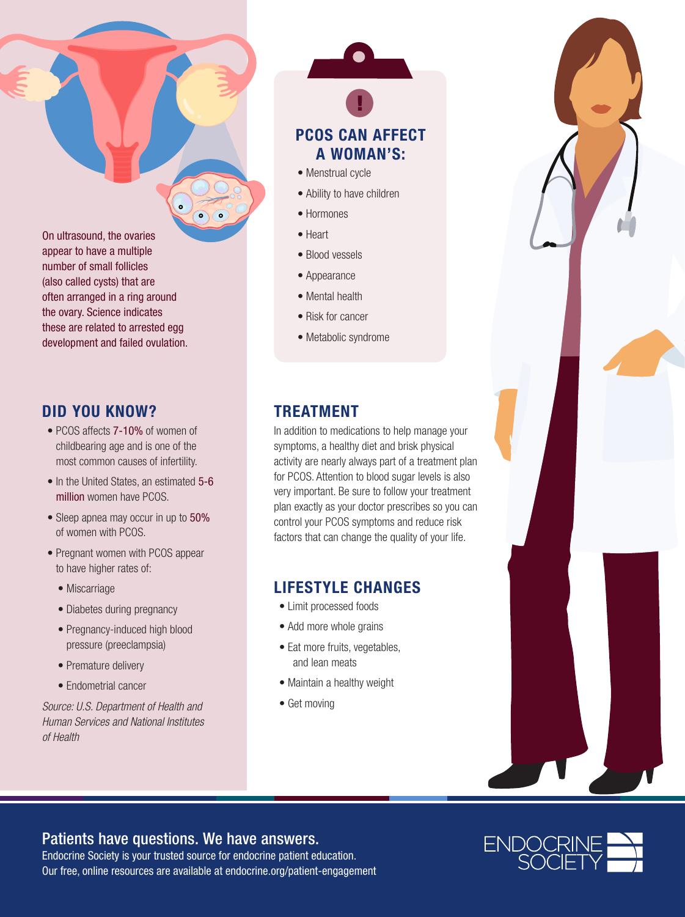On ultrasound, the ovaries appear to have a multiple number of small follicles (also called cysts) that are often arranged in a ring around the ovary. Science indicates these are related to arrested egg development and failed ovulation.

## DID YOU KNOW?

- PCOS affects 7-10% of women of childbearing age and is one of the most common causes of infertility.
- In the United States, an estimated 5-6 million women have PCOS.
- Sleep apnea may occur in up to 50% of women with PCOS.
- Pregnant women with PCOS appear to have higher rates of:
  - Miscarriage
  - Diabetes during pregnancy
  - Pregnancy-induced high blood pressure (preeclampsia)
  - Premature delivery
  - Endometrial cancer

*Source: U.S. Department of Health and Human Services and National Institutes of Health*

## PCOS CAN AFFECT A WOMAN'S:

- Menstrual cycle
- Ability to have children
- Hormones
- Heart
- Blood vessels
- Appearance
- Mental health
- Risk for cancer
- Metabolic syndrome

## TREATMENT

In addition to medications to help manage your symptoms, a healthy diet and brisk physical activity are nearly always part of a treatment plan for PCOS. Attention to blood sugar levels is also very important. Be sure to follow your treatment plan exactly as your doctor prescribes so you can control your PCOS symptoms and reduce risk factors that can change the quality of your life.

## LIFESTYLE CHANGES

- Limit processed foods
- Add more whole grains
- Eat more fruits, vegetables, and lean meats
- Maintain a healthy weight
- Get moving

**Patients have questions. We have answers.**

Endocrine Society is your trusted source for endocrine patient education.
Our free, online resources are available at endocrine.org/patient-engagement

ENDOCRINE SOCIETY